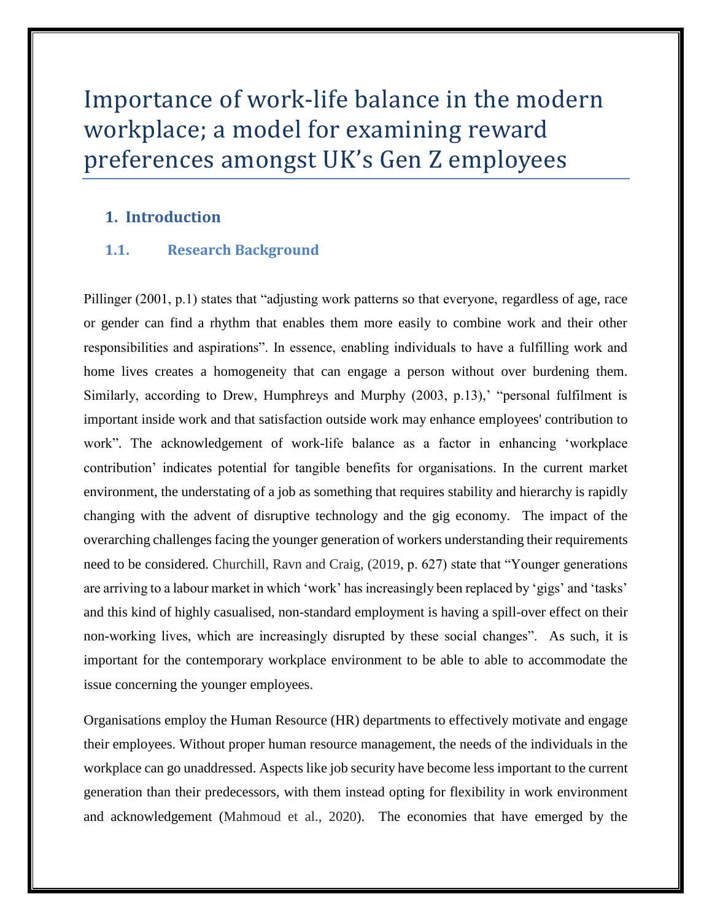# Importance of work-life balance in the modern workplace; a model for examining reward preferences amongst UK's Gen Z employees

## 1. Introduction

### 1.1. Research Background

Pillinger (2001, p.1) states that "adjusting work patterns so that everyone, regardless of age, race or gender can find a rhythm that enables them more easily to combine work and their other responsibilities and aspirations". In essence, enabling individuals to have a fulfilling work and home lives creates a homogeneity that can engage a person without over burdening them. Similarly, according to Drew, Humphreys and Murphy (2003, p.13),' "personal fulfilment is important inside work and that satisfaction outside work may enhance employees' contribution to work". The acknowledgement of work-life balance as a factor in enhancing 'workplace contribution' indicates potential for tangible benefits for organisations. In the current market environment, the understating of a job as something that requires stability and hierarchy is rapidly changing with the advent of disruptive technology and the gig economy. The impact of the overarching challenges facing the younger generation of workers understanding their requirements need to be considered. Churchill, Ravn and Craig, (2019, p. 627) state that "Younger generations are arriving to a labour market in which 'work' has increasingly been replaced by 'gigs' and 'tasks' and this kind of highly casualised, non-standard employment is having a spill-over effect on their non-working lives, which are increasingly disrupted by these social changes". As such, it is important for the contemporary workplace environment to be able to able to accommodate the issue concerning the younger employees.

Organisations employ the Human Resource (HR) departments to effectively motivate and engage their employees. Without proper human resource management, the needs of the individuals in the workplace can go unaddressed. Aspects like job security have become less important to the current generation than their predecessors, with them instead opting for flexibility in work environment and acknowledgement (Mahmoud et al., 2020). The economies that have emerged by the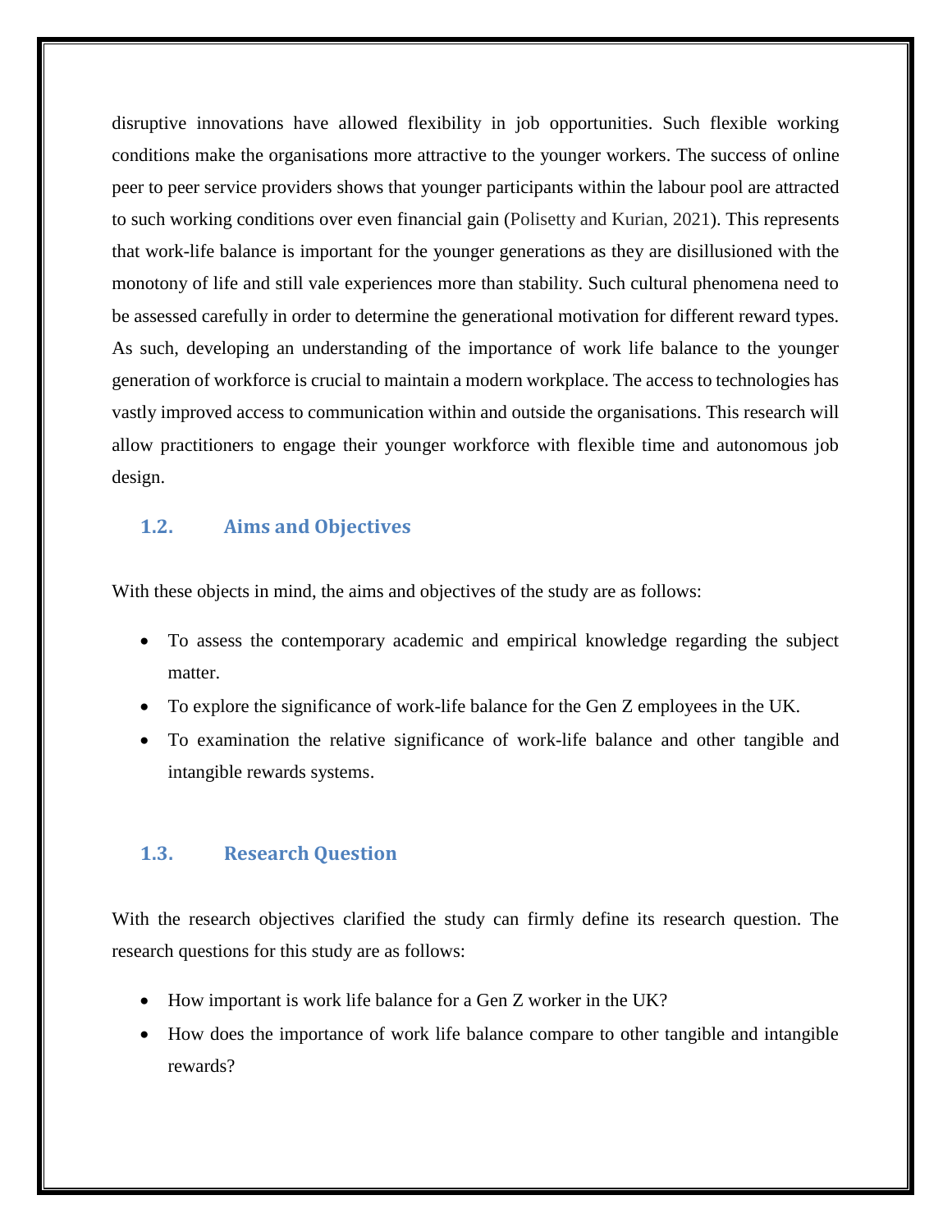disruptive innovations have allowed flexibility in job opportunities. Such flexible working conditions make the organisations more attractive to the younger workers. The success of online peer to peer service providers shows that younger participants within the labour pool are attracted to such working conditions over even financial gain (Polisetty and Kurian, 2021). This represents that work-life balance is important for the younger generations as they are disillusioned with the monotony of life and still vale experiences more than stability. Such cultural phenomena need to be assessed carefully in order to determine the generational motivation for different reward types. As such, developing an understanding of the importance of work life balance to the younger generation of workforce is crucial to maintain a modern workplace. The access to technologies has vastly improved access to communication within and outside the organisations. This research will allow practitioners to engage their younger workforce with flexible time and autonomous job design.

### 1.2. Aims and Objectives

With these objects in mind, the aims and objectives of the study are as follows:

- To assess the contemporary academic and empirical knowledge regarding the subject matter.
- To explore the significance of work-life balance for the Gen Z employees in the UK.
- To examination the relative significance of work-life balance and other tangible and intangible rewards systems.

### 1.3. Research Question

With the research objectives clarified the study can firmly define its research question. The research questions for this study are as follows:

- How important is work life balance for a Gen Z worker in the UK?
- How does the importance of work life balance compare to other tangible and intangible rewards?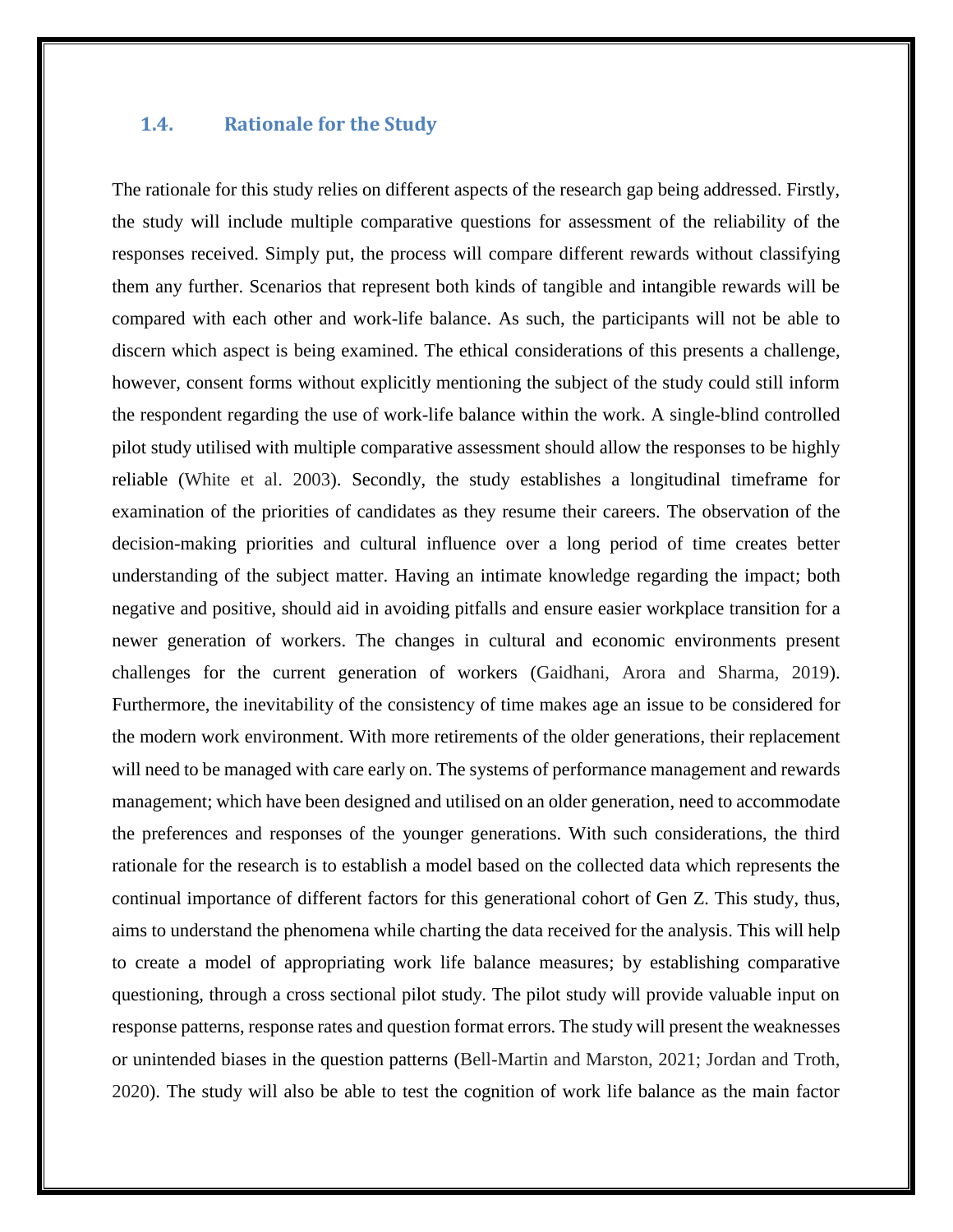### 1.4. Rationale for the Study

The rationale for this study relies on different aspects of the research gap being addressed. Firstly, the study will include multiple comparative questions for assessment of the reliability of the responses received. Simply put, the process will compare different rewards without classifying them any further. Scenarios that represent both kinds of tangible and intangible rewards will be compared with each other and work-life balance. As such, the participants will not be able to discern which aspect is being examined. The ethical considerations of this presents a challenge, however, consent forms without explicitly mentioning the subject of the study could still inform the respondent regarding the use of work-life balance within the work. A single-blind controlled pilot study utilised with multiple comparative assessment should allow the responses to be highly reliable (White et al. 2003). Secondly, the study establishes a longitudinal timeframe for examination of the priorities of candidates as they resume their careers. The observation of the decision-making priorities and cultural influence over a long period of time creates better understanding of the subject matter. Having an intimate knowledge regarding the impact; both negative and positive, should aid in avoiding pitfalls and ensure easier workplace transition for a newer generation of workers. The changes in cultural and economic environments present challenges for the current generation of workers (Gaidhani, Arora and Sharma, 2019). Furthermore, the inevitability of the consistency of time makes age an issue to be considered for the modern work environment. With more retirements of the older generations, their replacement will need to be managed with care early on. The systems of performance management and rewards management; which have been designed and utilised on an older generation, need to accommodate the preferences and responses of the younger generations. With such considerations, the third rationale for the research is to establish a model based on the collected data which represents the continual importance of different factors for this generational cohort of Gen Z. This study, thus, aims to understand the phenomena while charting the data received for the analysis. This will help to create a model of appropriating work life balance measures; by establishing comparative questioning, through a cross sectional pilot study. The pilot study will provide valuable input on response patterns, response rates and question format errors. The study will present the weaknesses or unintended biases in the question patterns (Bell-Martin and Marston, 2021; Jordan and Troth, 2020). The study will also be able to test the cognition of work life balance as the main factor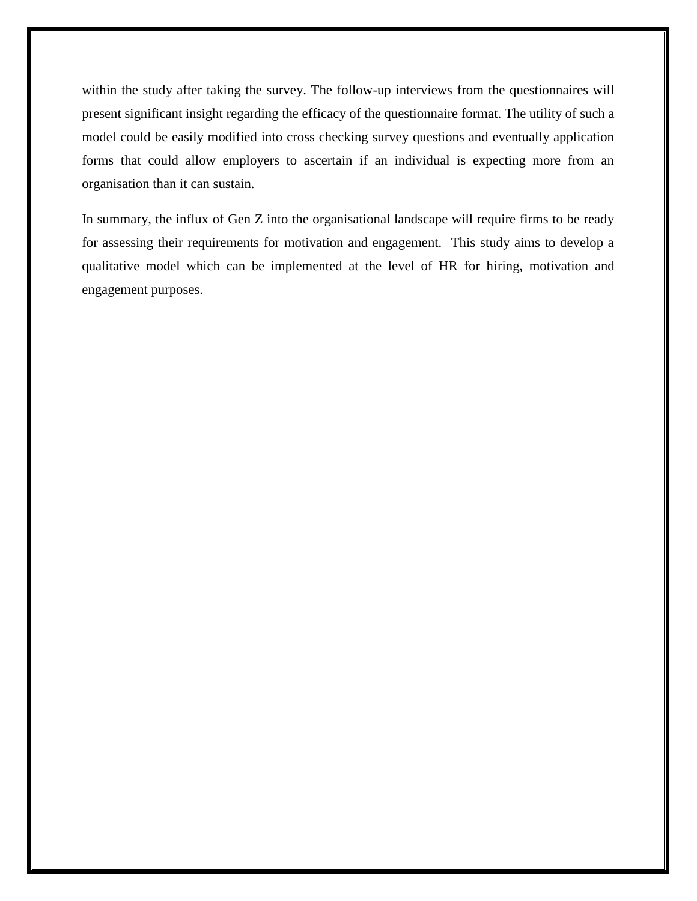within the study after taking the survey. The follow-up interviews from the questionnaires will present significant insight regarding the efficacy of the questionnaire format. The utility of such a model could be easily modified into cross checking survey questions and eventually application forms that could allow employers to ascertain if an individual is expecting more from an organisation than it can sustain.

In summary, the influx of Gen Z into the organisational landscape will require firms to be ready for assessing their requirements for motivation and engagement. This study aims to develop a qualitative model which can be implemented at the level of HR for hiring, motivation and engagement purposes.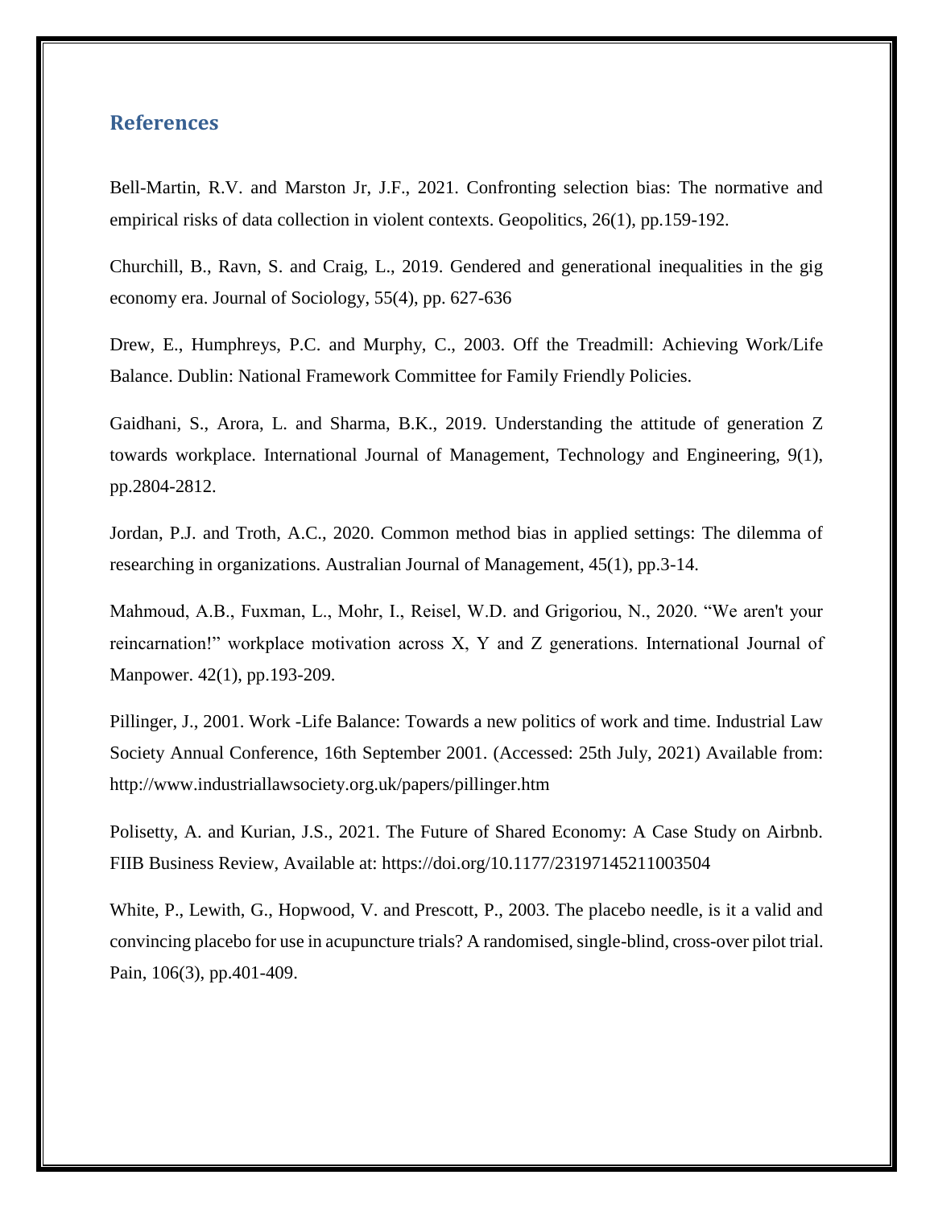## References

Bell-Martin, R.V. and Marston Jr, J.F., 2021. Confronting selection bias: The normative and empirical risks of data collection in violent contexts. Geopolitics, 26(1), pp.159-192.

Churchill, B., Ravn, S. and Craig, L., 2019. Gendered and generational inequalities in the gig economy era. Journal of Sociology, 55(4), pp. 627-636

Drew, E., Humphreys, P.C. and Murphy, C., 2003. Off the Treadmill: Achieving Work/Life Balance. Dublin: National Framework Committee for Family Friendly Policies.

Gaidhani, S., Arora, L. and Sharma, B.K., 2019. Understanding the attitude of generation Z towards workplace. International Journal of Management, Technology and Engineering, 9(1), pp.2804-2812.

Jordan, P.J. and Troth, A.C., 2020. Common method bias in applied settings: The dilemma of researching in organizations. Australian Journal of Management, 45(1), pp.3-14.

Mahmoud, A.B., Fuxman, L., Mohr, I., Reisel, W.D. and Grigoriou, N., 2020. "We aren't your reincarnation!" workplace motivation across X, Y and Z generations. International Journal of Manpower. 42(1), pp.193-209.

Pillinger, J., 2001. Work -Life Balance: Towards a new politics of work and time. Industrial Law Society Annual Conference, 16th September 2001. (Accessed: 25th July, 2021) Available from: http://www.industriallawsociety.org.uk/papers/pillinger.htm

Polisetty, A. and Kurian, J.S., 2021. The Future of Shared Economy: A Case Study on Airbnb. FIIB Business Review, Available at: https://doi.org/10.1177/23197145211003504

White, P., Lewith, G., Hopwood, V. and Prescott, P., 2003. The placebo needle, is it a valid and convincing placebo for use in acupuncture trials? A randomised, single-blind, cross-over pilot trial. Pain, 106(3), pp.401-409.